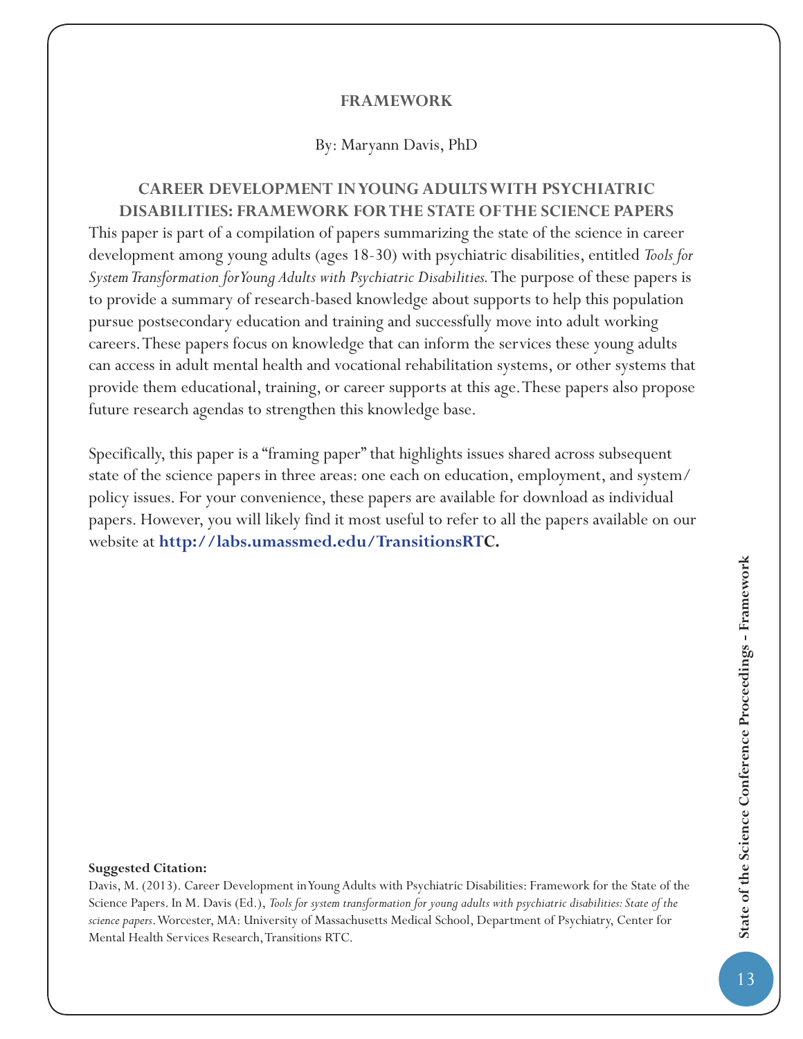## FRAMEWORK

By: Maryann Davis, PhD

# CAREER DEVELOPMENT IN YOUNG ADULTS WITH PSYCHIATRIC DISABILITIES: FRAMEWORK FOR THE STATE OF THE SCIENCE PAPERS

This paper is part of a compilation of papers summarizing the state of the science in career development among young adults (ages 18-30) with psychiatric disabilities, entitled *Tools for System Transformation for Young Adults with Psychiatric Disabilities*. The purpose of these papers is to provide a summary of research-based knowledge about supports to help this population pursue postsecondary education and training and successfully move into adult working careers. These papers focus on knowledge that can inform the services these young adults can access in adult mental health and vocational rehabilitation systems, or other systems that provide them educational, training, or career supports at this age. These papers also propose future research agendas to strengthen this knowledge base.

Specifically, this paper is a "framing paper" that highlights issues shared across subsequent state of the science papers in three areas: one each on education, employment, and system/policy issues. For your convenience, these papers are available for download as individual papers. However, you will likely find it most useful to refer to all the papers available on our website at **http://labs.umassmed.edu/TransitionsRTC.**

**Suggested Citation:**

Davis, M. (2013). Career Development in Young Adults with Psychiatric Disabilities: Framework for the State of the Science Papers. In M. Davis (Ed.), *Tools for system transformation for young adults with psychiatric disabilities: State of the science papers*. Worcester, MA: University of Massachusetts Medical School, Department of Psychiatry, Center for Mental Health Services Research, Transitions RTC.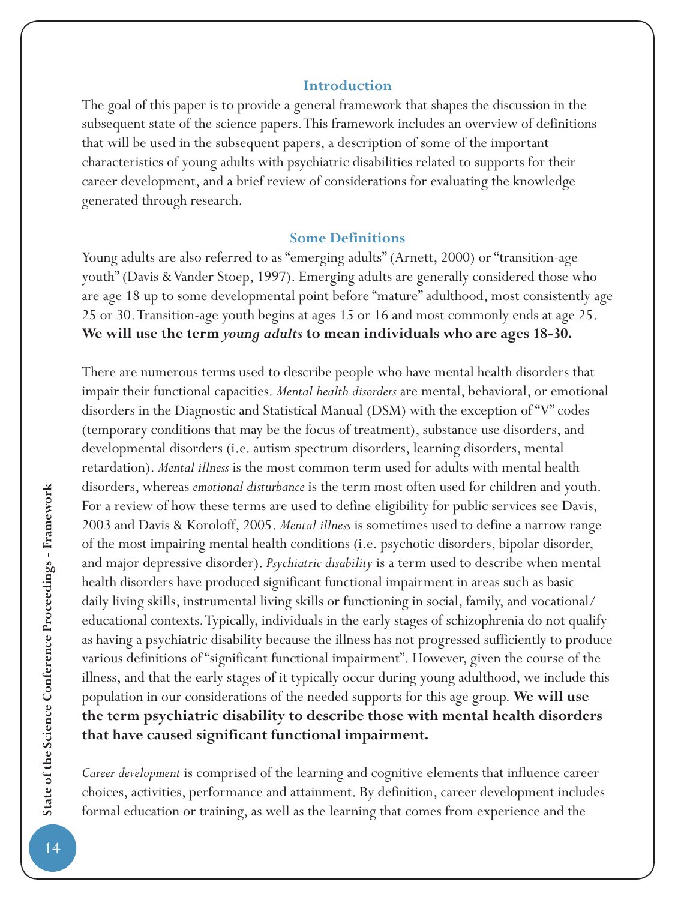## Introduction

The goal of this paper is to provide a general framework that shapes the discussion in the subsequent state of the science papers. This framework includes an overview of definitions that will be used in the subsequent papers, a description of some of the important characteristics of young adults with psychiatric disabilities related to supports for their career development, and a brief review of considerations for evaluating the knowledge generated through research.

## Some Definitions

Young adults are also referred to as "emerging adults" (Arnett, 2000) or "transition-age youth" (Davis & Vander Stoep, 1997). Emerging adults are generally considered those who are age 18 up to some developmental point before "mature" adulthood, most consistently age 25 or 30. Transition-age youth begins at ages 15 or 16 and most commonly ends at age 25. **We will use the term *young adults* to mean individuals who are ages 18-30.**

There are numerous terms used to describe people who have mental health disorders that impair their functional capacities. *Mental health disorders* are mental, behavioral, or emotional disorders in the Diagnostic and Statistical Manual (DSM) with the exception of "V" codes (temporary conditions that may be the focus of treatment), substance use disorders, and developmental disorders (i.e. autism spectrum disorders, learning disorders, mental retardation). *Mental illness* is the most common term used for adults with mental health disorders, whereas *emotional disturbance* is the term most often used for children and youth. For a review of how these terms are used to define eligibility for public services see Davis, 2003 and Davis & Koroloff, 2005. *Mental illness* is sometimes used to define a narrow range of the most impairing mental health conditions (i.e. psychotic disorders, bipolar disorder, and major depressive disorder). *Psychiatric disability* is a term used to describe when mental health disorders have produced significant functional impairment in areas such as basic daily living skills, instrumental living skills or functioning in social, family, and vocational/educational contexts. Typically, individuals in the early stages of schizophrenia do not qualify as having a psychiatric disability because the illness has not progressed sufficiently to produce various definitions of "significant functional impairment". However, given the course of the illness, and that the early stages of it typically occur during young adulthood, we include this population in our considerations of the needed supports for this age group. **We will use the term psychiatric disability to describe those with mental health disorders that have caused significant functional impairment.**

*Career development* is comprised of the learning and cognitive elements that influence career choices, activities, performance and attainment. By definition, career development includes formal education or training, as well as the learning that comes from experience and the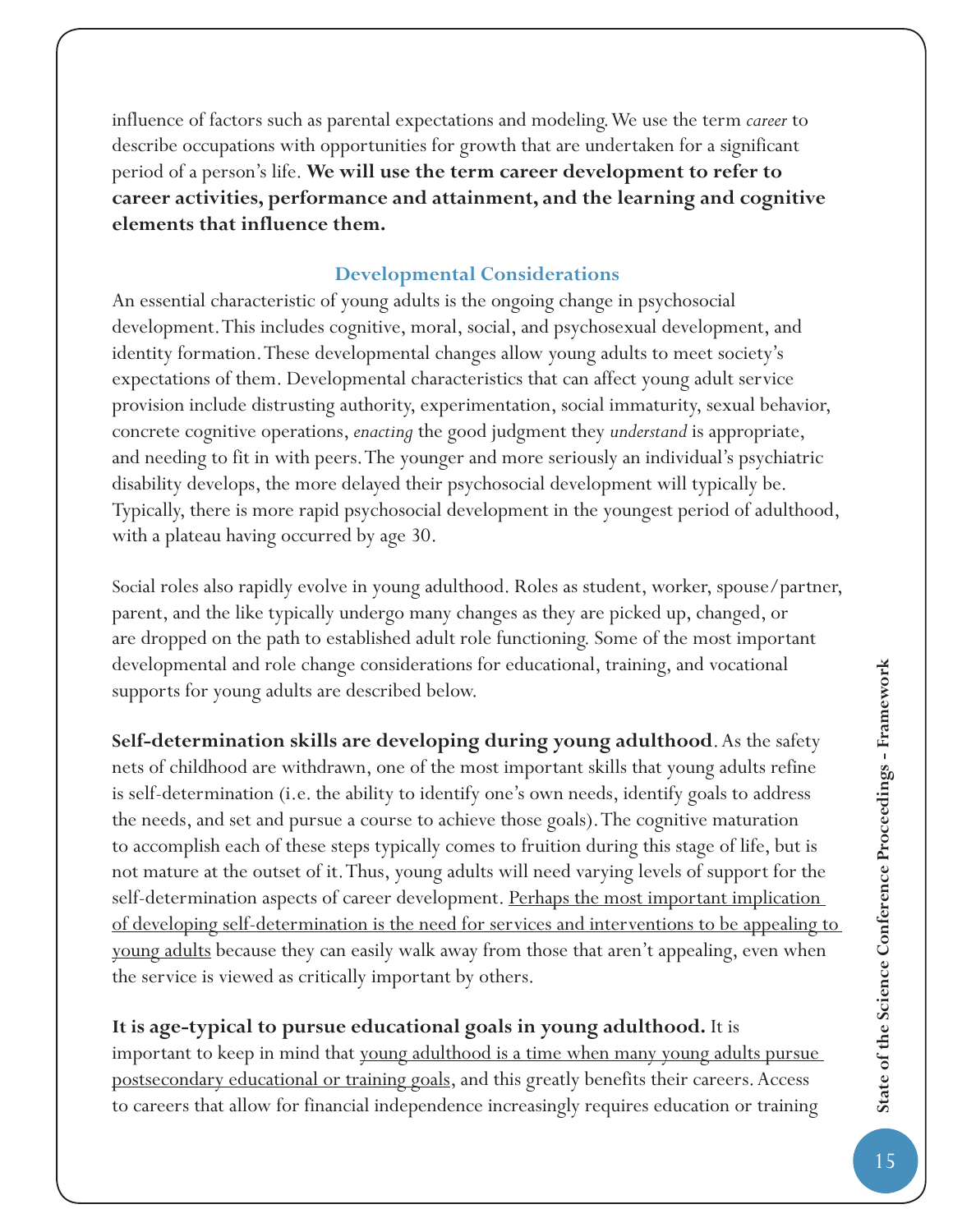influence of factors such as parental expectations and modeling. We use the term *career* to describe occupations with opportunities for growth that are undertaken for a significant period of a person's life. **We will use the term career development to refer to career activities, performance and attainment, and the learning and cognitive elements that influence them.**

### Developmental Considerations

An essential characteristic of young adults is the ongoing change in psychosocial development. This includes cognitive, moral, social, and psychosexual development, and identity formation. These developmental changes allow young adults to meet society's expectations of them. Developmental characteristics that can affect young adult service provision include distrusting authority, experimentation, social immaturity, sexual behavior, concrete cognitive operations, *enacting* the good judgment they *understand* is appropriate, and needing to fit in with peers. The younger and more seriously an individual's psychiatric disability develops, the more delayed their psychosocial development will typically be. Typically, there is more rapid psychosocial development in the youngest period of adulthood, with a plateau having occurred by age 30.

Social roles also rapidly evolve in young adulthood. Roles as student, worker, spouse/partner, parent, and the like typically undergo many changes as they are picked up, changed, or are dropped on the path to established adult role functioning. Some of the most important developmental and role change considerations for educational, training, and vocational supports for young adults are described below.

**Self-determination skills are developing during young adulthood**. As the safety nets of childhood are withdrawn, one of the most important skills that young adults refine is self-determination (i.e. the ability to identify one's own needs, identify goals to address the needs, and set and pursue a course to achieve those goals). The cognitive maturation to accomplish each of these steps typically comes to fruition during this stage of life, but is not mature at the outset of it. Thus, young adults will need varying levels of support for the self-determination aspects of career development. <u>Perhaps the most important implication of developing self-determination is the need for services and interventions to be appealing to young adults</u> because they can easily walk away from those that aren't appealing, even when the service is viewed as critically important by others.

**It is age-typical to pursue educational goals in young adulthood.** It is important to keep in mind that <u>young adulthood is a time when many young adults pursue postsecondary educational or training goals</u>, and this greatly benefits their careers. Access to careers that allow for financial independence increasingly requires education or training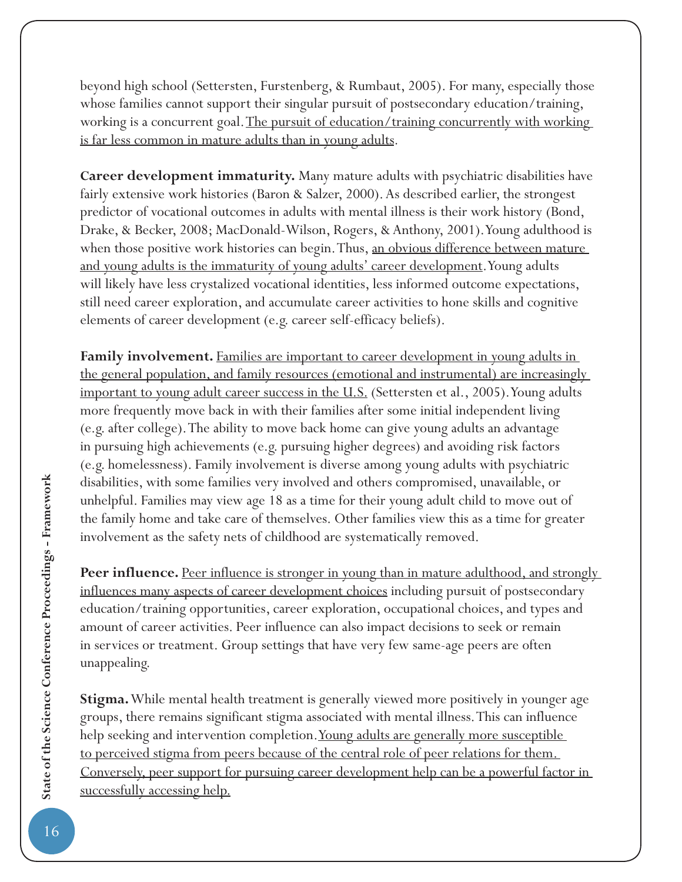beyond high school (Settersten, Furstenberg, & Rumbaut, 2005). For many, especially those whose families cannot support their singular pursuit of postsecondary education/training, working is a concurrent goal. <u>The pursuit of education/training concurrently with working is far less common in mature adults than in young adults</u>.

**Career development immaturity.** Many mature adults with psychiatric disabilities have fairly extensive work histories (Baron & Salzer, 2000). As described earlier, the strongest predictor of vocational outcomes in adults with mental illness is their work history (Bond, Drake, & Becker, 2008; MacDonald-Wilson, Rogers, & Anthony, 2001). Young adulthood is when those positive work histories can begin. Thus, <u>an obvious difference between mature and young adults is the immaturity of young adults' career development</u>. Young adults will likely have less crystalized vocational identities, less informed outcome expectations, still need career exploration, and accumulate career activities to hone skills and cognitive elements of career development (e.g. career self-efficacy beliefs).

**Family involvement.** <u>Families are important to career development in young adults in the general population, and family resources (emotional and instrumental) are increasingly important to young adult career success in the U.S.</u> (Settersten et al., 2005). Young adults more frequently move back in with their families after some initial independent living (e.g. after college). The ability to move back home can give young adults an advantage in pursuing high achievements (e.g. pursuing higher degrees) and avoiding risk factors (e.g. homelessness). Family involvement is diverse among young adults with psychiatric disabilities, with some families very involved and others compromised, unavailable, or unhelpful. Families may view age 18 as a time for their young adult child to move out of the family home and take care of themselves. Other families view this as a time for greater involvement as the safety nets of childhood are systematically removed.

**Peer influence.** <u>Peer influence is stronger in young than in mature adulthood, and strongly influences many aspects of career development choices</u> including pursuit of postsecondary education/training opportunities, career exploration, occupational choices, and types and amount of career activities. Peer influence can also impact decisions to seek or remain in services or treatment. Group settings that have very few same-age peers are often unappealing.

**Stigma.** While mental health treatment is generally viewed more positively in younger age groups, there remains significant stigma associated with mental illness. This can influence help seeking and intervention completion. <u>Young adults are generally more susceptible to perceived stigma from peers because of the central role of peer relations for them. Conversely, peer support for pursuing career development help can be a powerful factor in successfully accessing help.</u>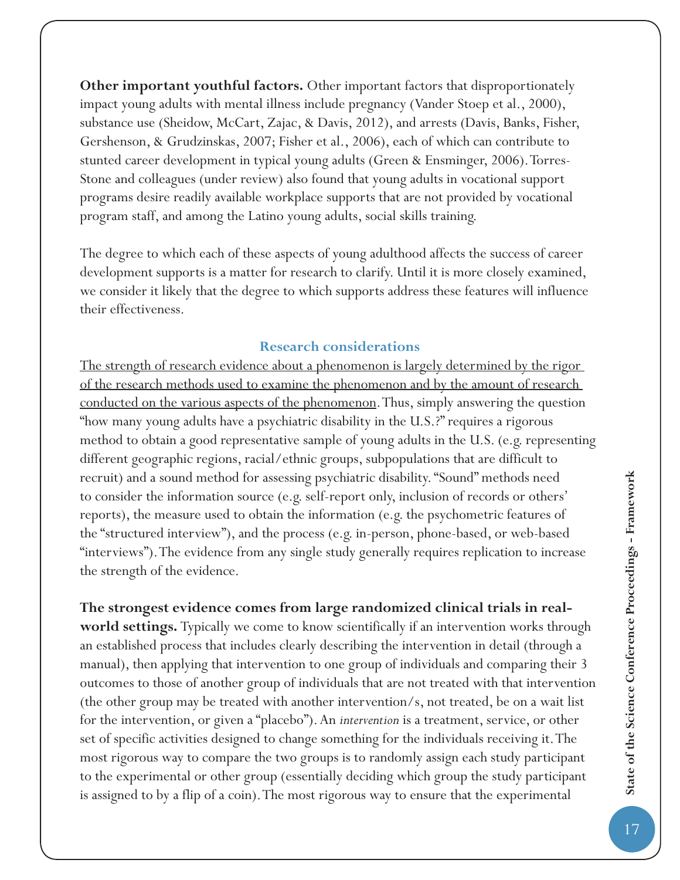**Other important youthful factors.** Other important factors that disproportionately impact young adults with mental illness include pregnancy (Vander Stoep et al., 2000), substance use (Sheidow, McCart, Zajac, & Davis, 2012), and arrests (Davis, Banks, Fisher, Gershenson, & Grudzinskas, 2007; Fisher et al., 2006), each of which can contribute to stunted career development in typical young adults (Green & Ensminger, 2006). Torres-Stone and colleagues (under review) also found that young adults in vocational support programs desire readily available workplace supports that are not provided by vocational program staff, and among the Latino young adults, social skills training.

The degree to which each of these aspects of young adulthood affects the success of career development supports is a matter for research to clarify. Until it is more closely examined, we consider it likely that the degree to which supports address these features will influence their effectiveness.

## Research considerations

<u>The strength of research evidence about a phenomenon is largely determined by the rigor of the research methods used to examine the phenomenon and by the amount of research conducted on the various aspects of the phenomenon</u>. Thus, simply answering the question "how many young adults have a psychiatric disability in the U.S.?" requires a rigorous method to obtain a good representative sample of young adults in the U.S. (e.g. representing different geographic regions, racial/ethnic groups, subpopulations that are difficult to recruit) and a sound method for assessing psychiatric disability. "Sound" methods need to consider the information source (e.g. self-report only, inclusion of records or others' reports), the measure used to obtain the information (e.g. the psychometric features of the "structured interview"), and the process (e.g. in-person, phone-based, or web-based "interviews"). The evidence from any single study generally requires replication to increase the strength of the evidence.

**The strongest evidence comes from large randomized clinical trials in real-world settings.** Typically we come to know scientifically if an intervention works through an established process that includes clearly describing the intervention in detail (through a manual), then applying that intervention to one group of individuals and comparing their 3 outcomes to those of another group of individuals that are not treated with that intervention (the other group may be treated with another intervention/s, not treated, be on a wait list for the intervention, or given a "placebo"). An *intervention* is a treatment, service, or other set of specific activities designed to change something for the individuals receiving it. The most rigorous way to compare the two groups is to randomly assign each study participant to the experimental or other group (essentially deciding which group the study participant is assigned to by a flip of a coin). The most rigorous way to ensure that the experimental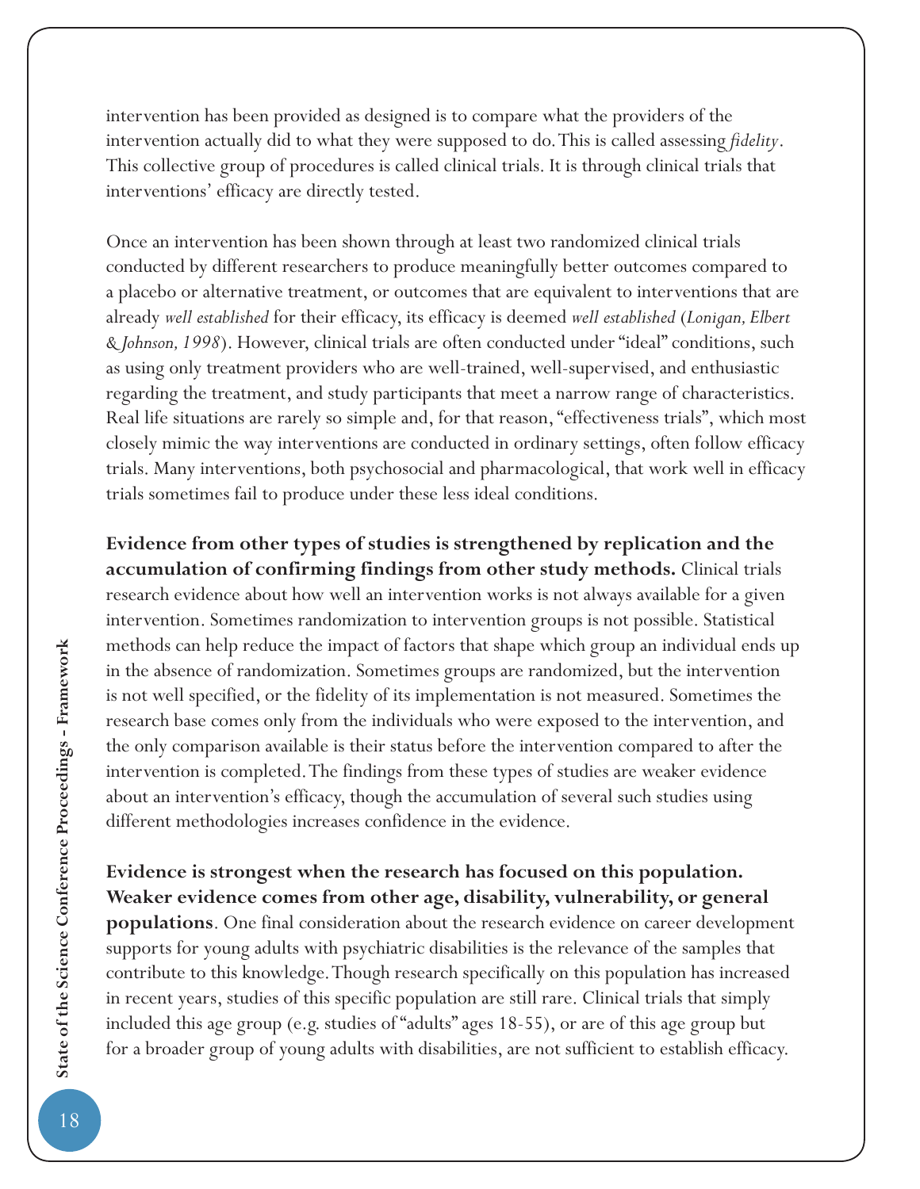intervention has been provided as designed is to compare what the providers of the intervention actually did to what they were supposed to do. This is called assessing *fidelity*. This collective group of procedures is called clinical trials. It is through clinical trials that interventions' efficacy are directly tested.

Once an intervention has been shown through at least two randomized clinical trials conducted by different researchers to produce meaningfully better outcomes compared to a placebo or alternative treatment, or outcomes that are equivalent to interventions that are already *well established* for their efficacy, its efficacy is deemed *well established* (*Lonigan, Elbert & Johnson, 1998*). However, clinical trials are often conducted under "ideal" conditions, such as using only treatment providers who are well-trained, well-supervised, and enthusiastic regarding the treatment, and study participants that meet a narrow range of characteristics. Real life situations are rarely so simple and, for that reason, "effectiveness trials", which most closely mimic the way interventions are conducted in ordinary settings, often follow efficacy trials. Many interventions, both psychosocial and pharmacological, that work well in efficacy trials sometimes fail to produce under these less ideal conditions.

**Evidence from other types of studies is strengthened by replication and the accumulation of confirming findings from other study methods.** Clinical trials research evidence about how well an intervention works is not always available for a given intervention. Sometimes randomization to intervention groups is not possible. Statistical methods can help reduce the impact of factors that shape which group an individual ends up in the absence of randomization. Sometimes groups are randomized, but the intervention is not well specified, or the fidelity of its implementation is not measured. Sometimes the research base comes only from the individuals who were exposed to the intervention, and the only comparison available is their status before the intervention compared to after the intervention is completed. The findings from these types of studies are weaker evidence about an intervention's efficacy, though the accumulation of several such studies using different methodologies increases confidence in the evidence.

**Evidence is strongest when the research has focused on this population. Weaker evidence comes from other age, disability, vulnerability, or general populations**. One final consideration about the research evidence on career development supports for young adults with psychiatric disabilities is the relevance of the samples that contribute to this knowledge. Though research specifically on this population has increased in recent years, studies of this specific population are still rare. Clinical trials that simply included this age group (e.g. studies of "adults" ages 18-55), or are of this age group but for a broader group of young adults with disabilities, are not sufficient to establish efficacy.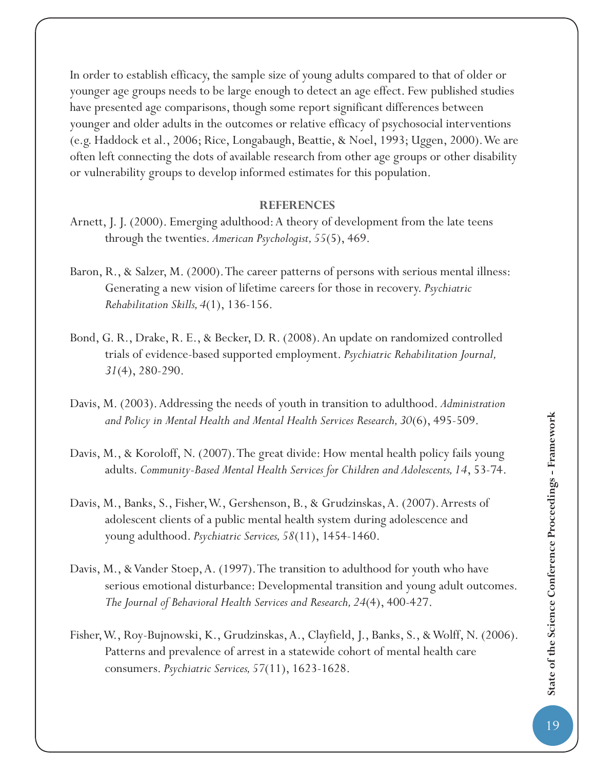In order to establish efficacy, the sample size of young adults compared to that of older or younger age groups needs to be large enough to detect an age effect. Few published studies have presented age comparisons, though some report significant differences between younger and older adults in the outcomes or relative efficacy of psychosocial interventions (e.g. Haddock et al., 2006; Rice, Longabaugh, Beattie, & Noel, 1993; Uggen, 2000). We are often left connecting the dots of available research from other age groups or other disability or vulnerability groups to develop informed estimates for this population.

## REFERENCES

Arnett, J. J. (2000). Emerging adulthood: A theory of development from the late teens through the twenties. *American Psychologist, 55*(5), 469.

Baron, R., & Salzer, M. (2000). The career patterns of persons with serious mental illness: Generating a new vision of lifetime careers for those in recovery. *Psychiatric Rehabilitation Skills, 4*(1), 136-156.

Bond, G. R., Drake, R. E., & Becker, D. R. (2008). An update on randomized controlled trials of evidence-based supported employment. *Psychiatric Rehabilitation Journal, 31*(4), 280-290.

Davis, M. (2003). Addressing the needs of youth in transition to adulthood. *Administration and Policy in Mental Health and Mental Health Services Research, 30*(6), 495-509.

Davis, M., & Koroloff, N. (2007). The great divide: How mental health policy fails young adults. *Community-Based Mental Health Services for Children and Adolescents, 14*, 53-74.

Davis, M., Banks, S., Fisher, W., Gershenson, B., & Grudzinskas, A. (2007). Arrests of adolescent clients of a public mental health system during adolescence and young adulthood. *Psychiatric Services, 58*(11), 1454-1460.

Davis, M., & Vander Stoep, A. (1997). The transition to adulthood for youth who have serious emotional disturbance: Developmental transition and young adult outcomes. *The Journal of Behavioral Health Services and Research, 24*(4), 400-427.

Fisher, W., Roy-Bujnowski, K., Grudzinskas, A., Clayfield, J., Banks, S., & Wolff, N. (2006). Patterns and prevalence of arrest in a statewide cohort of mental health care consumers. *Psychiatric Services, 57*(11), 1623-1628.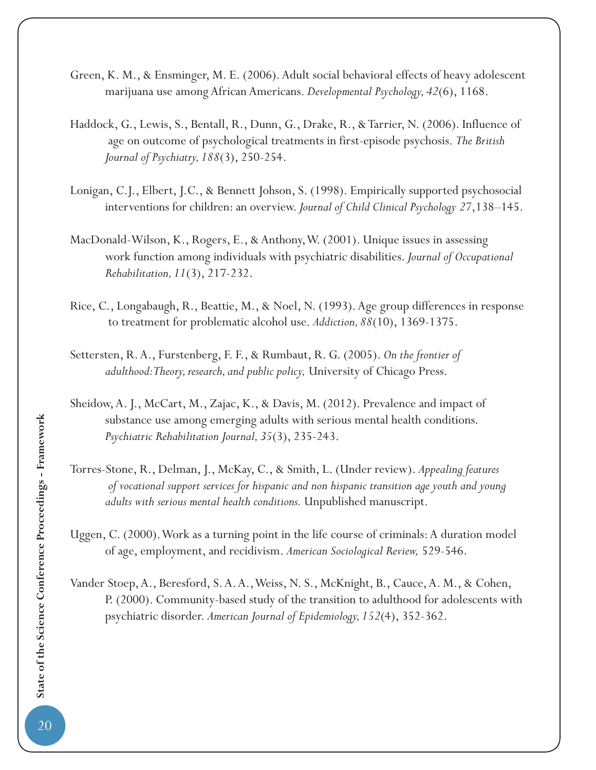Green, K. M., & Ensminger, M. E. (2006). Adult social behavioral effects of heavy adolescent marijuana use among African Americans. *Developmental Psychology, 42*(6), 1168.

Haddock, G., Lewis, S., Bentall, R., Dunn, G., Drake, R., & Tarrier, N. (2006). Influence of age on outcome of psychological treatments in first-episode psychosis. *The British Journal of Psychiatry, 188*(3), 250-254.

Lonigan, C.J., Elbert, J.C., & Bennett Johson, S. (1998). Empirically supported psychosocial interventions for children: an overview. *Journal of Child Clinical Psychology 27*,138–145.

MacDonald-Wilson, K., Rogers, E., & Anthony, W. (2001). Unique issues in assessing work function among individuals with psychiatric disabilities. *Journal of Occupational Rehabilitation, 11*(3), 217-232.

Rice, C., Longabaugh, R., Beattie, M., & Noel, N. (1993). Age group differences in response to treatment for problematic alcohol use. *Addiction, 88*(10), 1369-1375.

Settersten, R. A., Furstenberg, F. F., & Rumbaut, R. G. (2005). *On the frontier of adulthood: Theory, research, and public policy,* University of Chicago Press.

Sheidow, A. J., McCart, M., Zajac, K., & Davis, M. (2012). Prevalence and impact of substance use among emerging adults with serious mental health conditions. *Psychiatric Rehabilitation Journal, 35*(3), 235-243.

Torres-Stone, R., Delman, J., McKay, C., & Smith, L. (Under review). *Appealing features of vocational support services for hispanic and non hispanic transition age youth and young adults with serious mental health conditions.* Unpublished manuscript.

Uggen, C. (2000). Work as a turning point in the life course of criminals: A duration model of age, employment, and recidivism. *American Sociological Review,* 529-546.

Vander Stoep, A., Beresford, S. A. A., Weiss, N. S., McKnight, B., Cauce, A. M., & Cohen, P. (2000). Community-based study of the transition to adulthood for adolescents with psychiatric disorder. *American Journal of Epidemiology, 152*(4), 352-362.